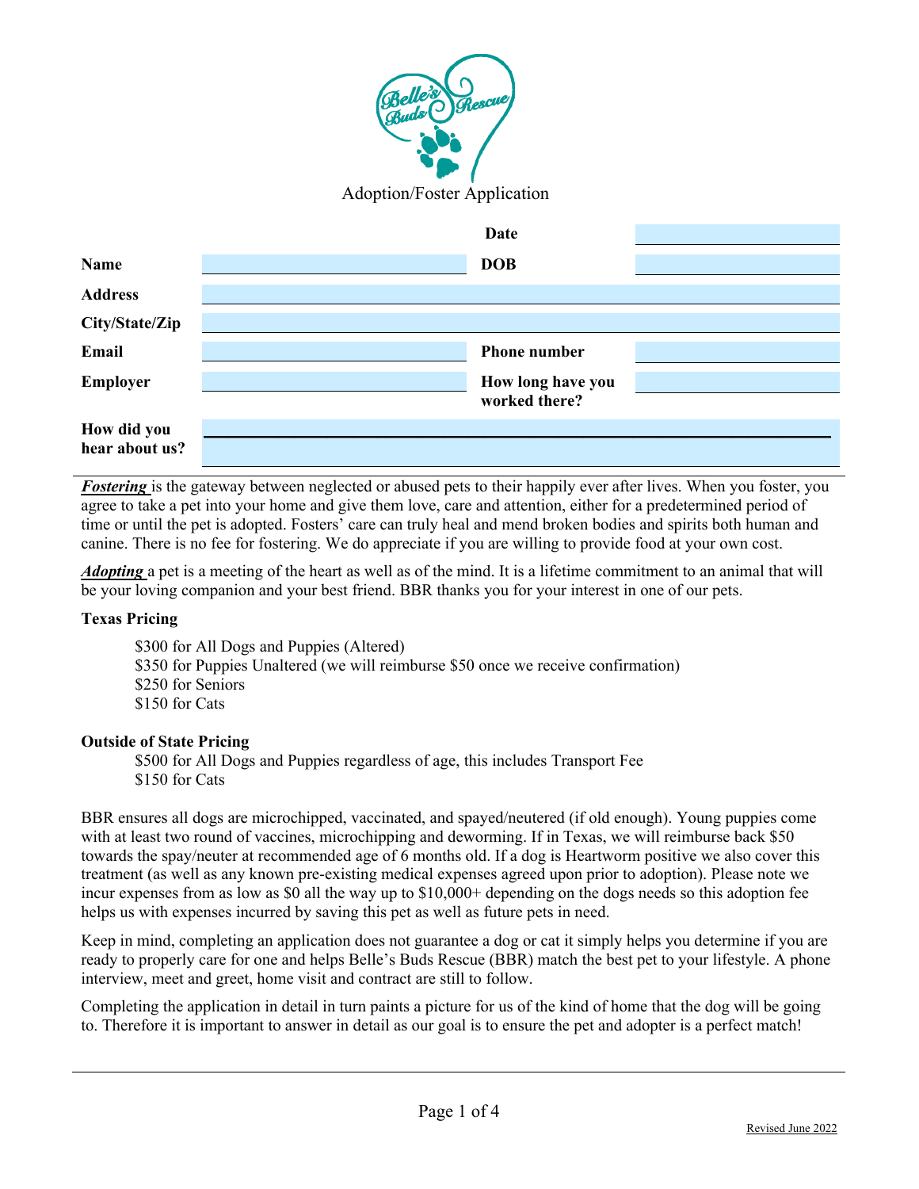# Adoption/Foster Application

| | | **Date** | |
|---|---|---|---|
| **Name** | | **DOB** | |
| **Address** | | | |
| **City/State/Zip** | | | |
| **Email** | | **Phone number** | |
| **Employer** | | **How long have you worked there?** | |
| **How did you hear about us?** | | | |

***Fostering*** is the gateway between neglected or abused pets to their happily ever after lives. When you foster, you agree to take a pet into your home and give them love, care and attention, either for a predetermined period of time or until the pet is adopted. Fosters' care can truly heal and mend broken bodies and spirits both human and canine. There is no fee for fostering. We do appreciate if you are willing to provide food at your own cost.

***Adopting*** a pet is a meeting of the heart as well as of the mind. It is a lifetime commitment to an animal that will be your loving companion and your best friend. BBR thanks you for your interest in one of our pets.

**Texas Pricing**

- $300 for All Dogs and Puppies (Altered)
- $350 for Puppies Unaltered (we will reimburse $50 once we receive confirmation)
- $250 for Seniors
- $150 for Cats

**Outside of State Pricing**

- $500 for All Dogs and Puppies regardless of age, this includes Transport Fee
- $150 for Cats

BBR ensures all dogs are microchipped, vaccinated, and spayed/neutered (if old enough). Young puppies come with at least two round of vaccines, microchipping and deworming. If in Texas, we will reimburse back $50 towards the spay/neuter at recommended age of 6 months old. If a dog is Heartworm positive we also cover this treatment (as well as any known pre-existing medical expenses agreed upon prior to adoption). Please note we incur expenses from as low as $0 all the way up to $10,000+ depending on the dogs needs so this adoption fee helps us with expenses incurred by saving this pet as well as future pets in need.

Keep in mind, completing an application does not guarantee a dog or cat it simply helps you determine if you are ready to properly care for one and helps Belle's Buds Rescue (BBR) match the best pet to your lifestyle. A phone interview, meet and greet, home visit and contract are still to follow.

Completing the application in detail in turn paints a picture for us of the kind of home that the dog will be going to. Therefore it is important to answer in detail as our goal is to ensure the pet and adopter is a perfect match!

Revised June 2022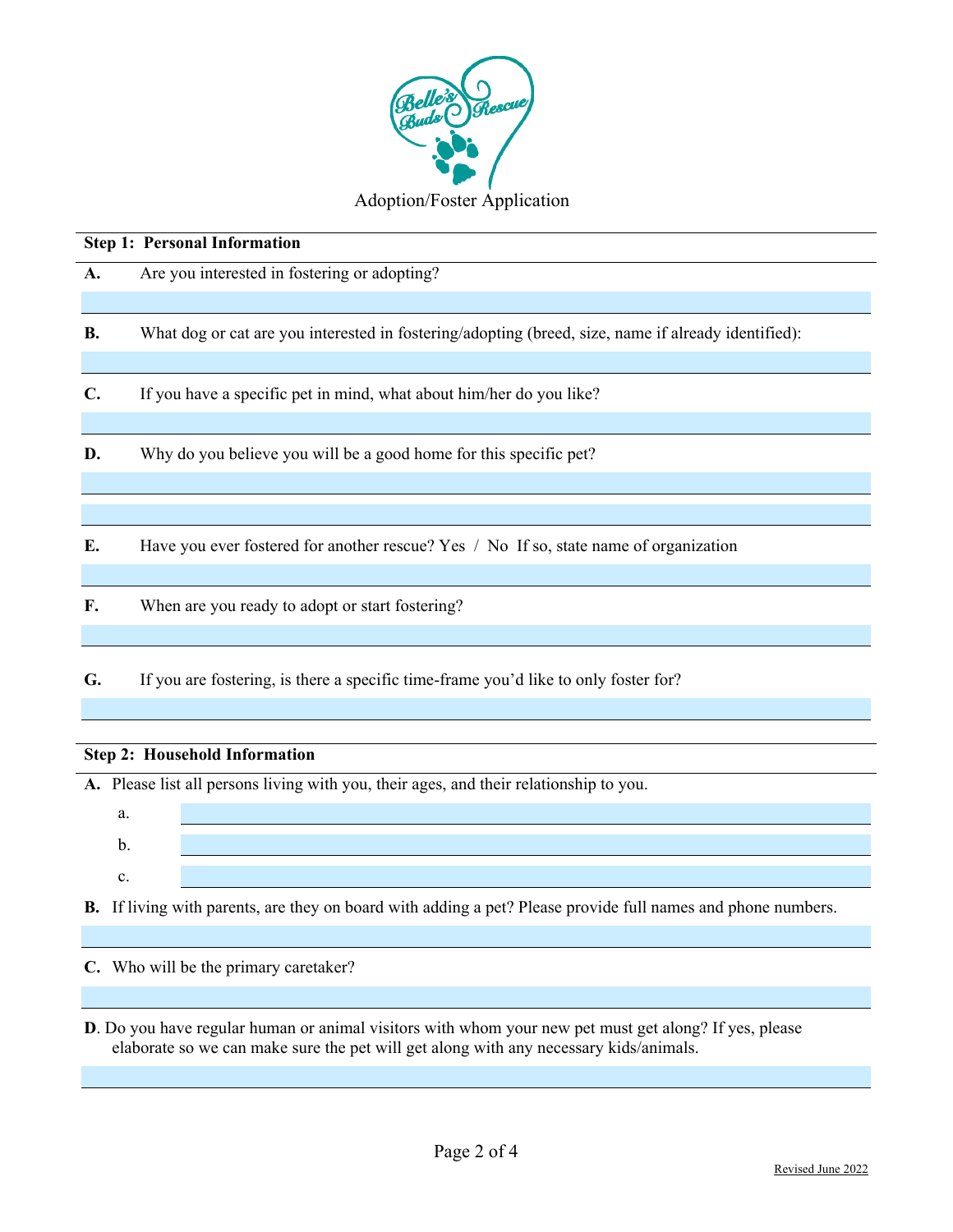Belle's Buds Rescue

Adoption/Foster Application

**Step 1: Personal Information**

**A.** Are you interested in fostering or adopting?

**B.** What dog or cat are you interested in fostering/adopting (breed, size, name if already identified):

**C.** If you have a specific pet in mind, what about him/her do you like?

**D.** Why do you believe you will be a good home for this specific pet?

**E.** Have you ever fostered for another rescue? Yes / No If so, state name of organization

**F.** When are you ready to adopt or start fostering?

**G.** If you are fostering, is there a specific time-frame you'd like to only foster for?

**Step 2: Household Information**

**A.** Please list all persons living with you, their ages, and their relationship to you.

a.

b.

c.

**B.** If living with parents, are they on board with adding a pet? Please provide full names and phone numbers.

**C.** Who will be the primary caretaker?

**D**. Do you have regular human or animal visitors with whom your new pet must get along? If yes, please elaborate so we can make sure the pet will get along with any necessary kids/animals.

Revised June 2022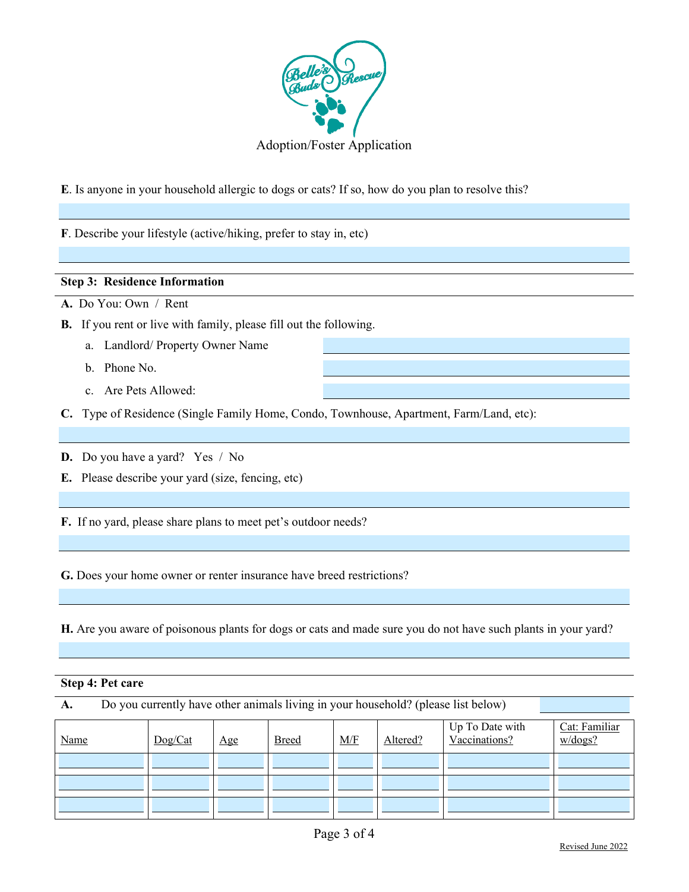Adoption/Foster Application

**E**. Is anyone in your household allergic to dogs or cats? If so, how do you plan to resolve this?

**F**. Describe your lifestyle (active/hiking, prefer to stay in, etc)

**Step 3: Residence Information**

**A.** Do You: Own / Rent

**B.** If you rent or live with family, please fill out the following.

a. Landlord/ Property Owner Name

b. Phone No.

c. Are Pets Allowed:

**C.** Type of Residence (Single Family Home, Condo, Townhouse, Apartment, Farm/Land, etc):

**D.** Do you have a yard? Yes / No

**E.** Please describe your yard (size, fencing, etc)

**F.** If no yard, please share plans to meet pet's outdoor needs?

**G.** Does your home owner or renter insurance have breed restrictions?

**H.** Are you aware of poisonous plants for dogs or cats and made sure you do not have such plants in your yard?

**Step 4: Pet care**

**A.** Do you currently have other animals living in your household? (please list below)

| Name | Dog/Cat | Age | Breed | M/F | Altered? | Up To Date with Vaccinations? | Cat: Familiar w/dogs? |
|---|---|---|---|---|---|---|---|
| | | | | | | | |
| | | | | | | | |
| | | | | | | | |

Revised June 2022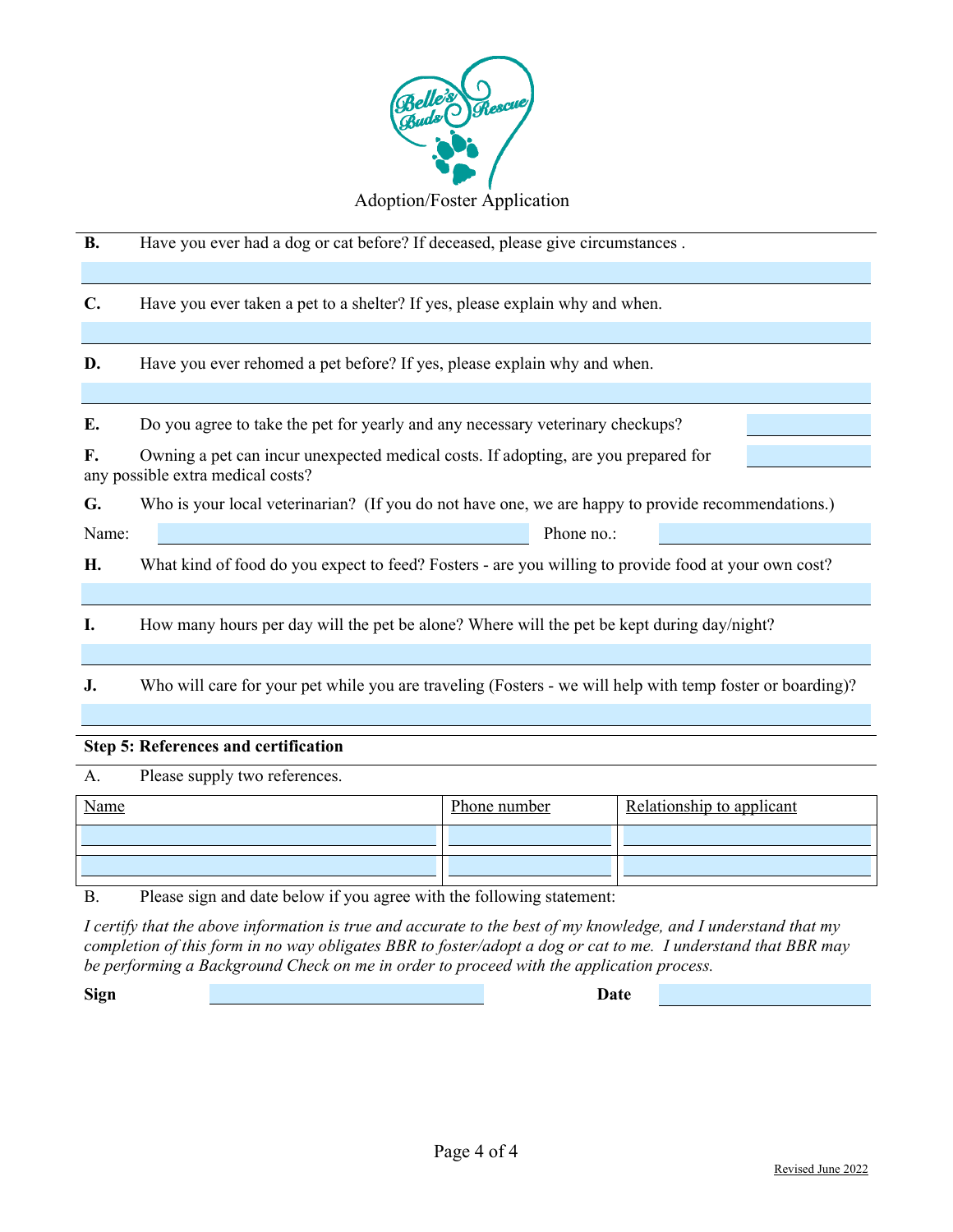Adoption/Foster Application

**B.** Have you ever had a dog or cat before? If deceased, please give circumstances .

**C.** Have you ever taken a pet to a shelter? If yes, please explain why and when.

**D.** Have you ever rehomed a pet before? If yes, please explain why and when.

**E.** Do you agree to take the pet for yearly and any necessary veterinary checkups?

**F.** Owning a pet can incur unexpected medical costs. If adopting, are you prepared for any possible extra medical costs?

**G.** Who is your local veterinarian? (If you do not have one, we are happy to provide recommendations.)

Name: Phone no.:

**H.** What kind of food do you expect to feed? Fosters - are you willing to provide food at your own cost?

**I.** How many hours per day will the pet be alone? Where will the pet be kept during day/night?

**J.** Who will care for your pet while you are traveling (Fosters - we will help with temp foster or boarding)?

**Step 5: References and certification**

A. Please supply two references.

| Name | Phone number | Relationship to applicant |
|---|---|---|
| | | |
| | | |

B. Please sign and date below if you agree with the following statement:

*I certify that the above information is true and accurate to the best of my knowledge, and I understand that my completion of this form in no way obligates BBR to foster/adopt a dog or cat to me. I understand that BBR may be performing a Background Check on me in order to proceed with the application process.*

**Sign** **Date**

Revised June 2022